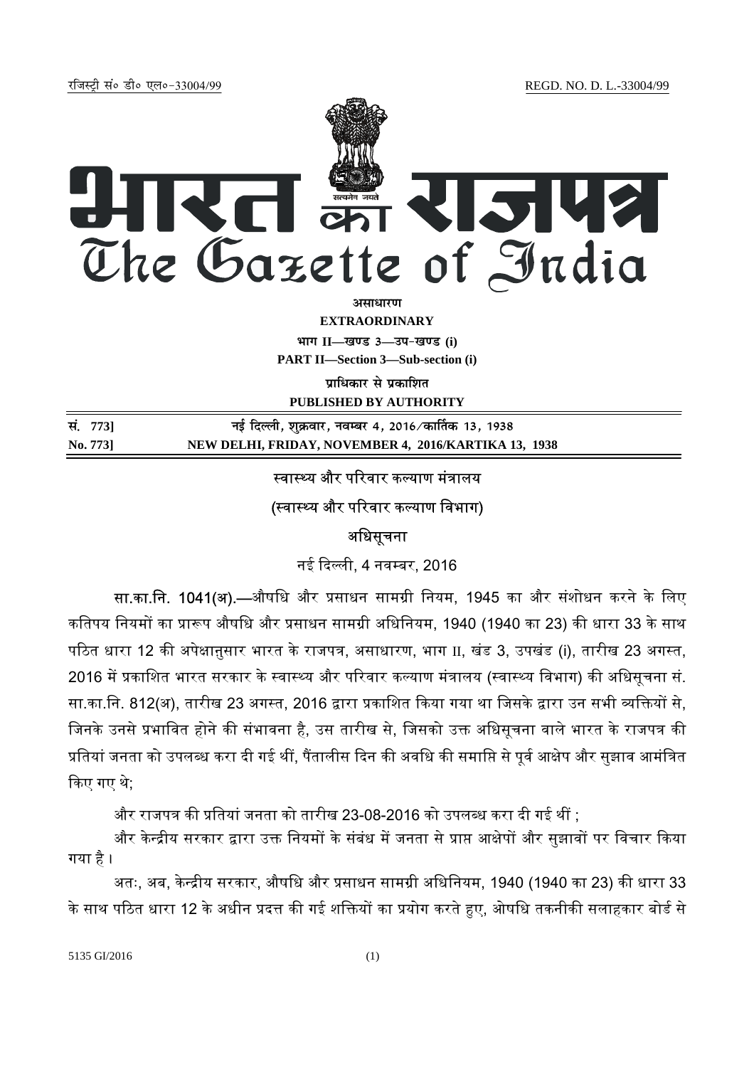रजिस्ट्री सं० डी० एल०-33004/99 REGD. NO. D. L.-33004/99

# भारत का राजपत्र
# The Gazette of India

**असाधारण**

**EXTRAORDINARY**

**भाग II—खण्ड 3—उप-खण्ड (i)**

**PART II—Section 3—Sub-section (i)**

**प्राधिकार से प्रकाशित**

**PUBLISHED BY AUTHORITY**

| सं. 773] | नई दिल्ली, शुक्रवार, नवम्बर 4, 2016/कार्तिक 13, 1938 |
|---|---|
| No. 773] | NEW DELHI, FRIDAY, NOVEMBER 4, 2016/KARTIKA 13, 1938 |

## स्वास्थ्य और परिवार कल्याण मंत्रालय

## (स्वास्थ्य और परिवार कल्याण विभाग)

## अधिसूचना

नई दिल्ली, 4 नवम्बर, 2016

**सा.का.नि. 1041(अ).**—औषधि और प्रसाधन सामग्री नियम, 1945 का और संशोधन करने के लिए कतिपय नियमों का प्रारूप औषधि और प्रसाधन सामग्री अधिनियम, 1940 (1940 का 23) की धारा 33 के साथ पठित धारा 12 की अपेक्षानुसार भारत के राजपत्र, असाधारण, भाग II, खंड 3, उपखंड (i), तारीख 23 अगस्त, 2016 में प्रकाशित भारत सरकार के स्वास्थ्य और परिवार कल्याण मंत्रालय (स्वास्थ्य विभाग) की अधिसूचना सं. सा.का.नि. 812(अ), तारीख 23 अगस्त, 2016 द्वारा प्रकाशित किया गया था जिसके द्वारा उन सभी व्यक्तियों से, जिनके उनसे प्रभावित होने की संभावना है, उस तारीख से, जिसको उक्त अधिसूचना वाले भारत के राजपत्र की प्रतियां जनता को उपलब्ध करा दी गई थीं, पैंतालीस दिन की अवधि की समाप्ति से पूर्व आक्षेप और सुझाव आमंत्रित किए गए थे;

और राजपत्र की प्रतियां जनता को तारीख 23-08-2016 को उपलब्ध करा दी गई थीं ;

और केन्द्रीय सरकार द्वारा उक्त नियमों के संबंध में जनता से प्राप्त आक्षेपों और सुझावों पर विचार किया गया है ।

अतः, अब, केन्द्रीय सरकार, औषधि और प्रसाधन सामग्री अधिनियम, 1940 (1940 का 23) की धारा 33 के साथ पठित धारा 12 के अधीन प्रदत्त की गई शक्तियों का प्रयोग करते हुए, ओषधि तकनीकी सलाहकार बोर्ड से

5135 GI/2016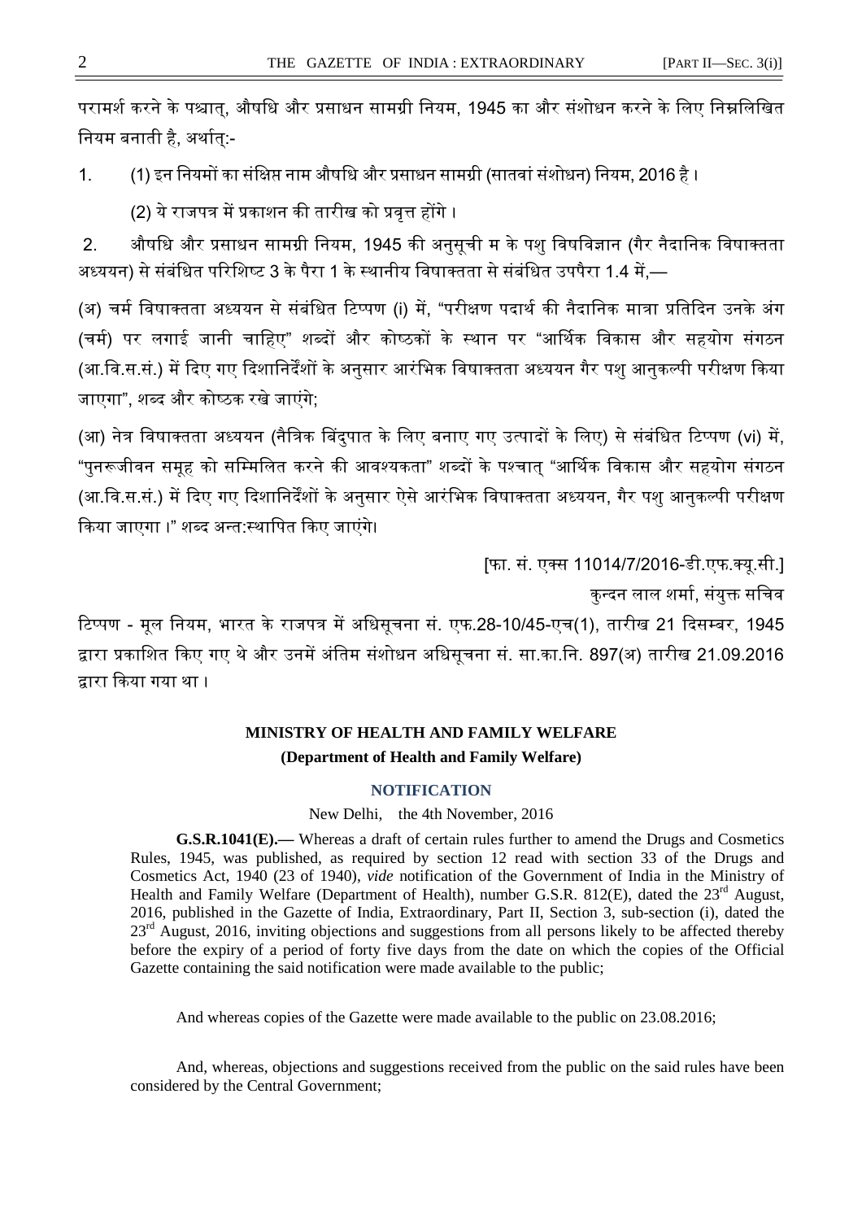परामर्श करने के पश्चात्, औषधि और प्रसाधन सामग्री नियम, 1945 का और संशोधन करने के लिए निम्नलिखित नियम बनाती है, अर्थात्:-

1. (1) इन नियमों का संक्षिप्त नाम औषधि और प्रसाधन सामग्री (सातवां संशोधन) नियम, 2016 है ।

(2) ये राजपत्र में प्रकाशन की तारीख को प्रवृत्त होंगे ।

2. औषधि और प्रसाधन सामग्री नियम, 1945 की अनुसूची म के पशु विषविज्ञान (गैर नैदानिक विषाक्तता अध्ययन) से संबंधित परिशिष्ट 3 के पैरा 1 के स्थानीय विषाक्तता से संबंधित उपपैरा 1.4 में,—

(अ) चर्म विषाक्तता अध्ययन से संबंधित टिप्पण (i) में, "परीक्षण पदार्थ की नैदानिक मात्रा प्रतिदिन उनके अंग (चर्म) पर लगाई जानी चाहिए" शब्दों और कोष्ठकों के स्थान पर "आर्थिक विकास और सहयोग संगठन (आ.वि.स.सं.) में दिए गए दिशानिर्देशों के अनुसार आरंभिक विषाक्तता अध्ययन गैर पशु आनुकल्पी परीक्षण किया जाएगा", शब्द और कोष्ठक रखे जाएंगे;

(आ) नेत्र विषाक्तता अध्ययन (नैत्रिक बिंदुपात के लिए बनाए गए उत्पादों के लिए) से संबंधित टिप्पण (vi) में, "पुनरूजीवन समूह को सम्मिलित करने की आवश्यकता" शब्दों के पश्चात् "आर्थिक विकास और सहयोग संगठन (आ.वि.स.सं.) में दिए गए दिशानिर्देशों के अनुसार ऐसे आरंभिक विषाक्तता अध्ययन, गैर पशु आनुकल्पी परीक्षण किया जाएगा ।" शब्द अन्तःस्थापित किए जाएंगे।

[फा. सं. एक्स 11014/7/2016-डी.एफ.क्यू.सी.]

कुन्दन लाल शर्मा, संयुक्त सचिव

टिप्पण - मूल नियम, भारत के राजपत्र में अधिसूचना सं. एफ.28-10/45-एच(1), तारीख 21 दिसम्बर, 1945 द्वारा प्रकाशित किए गए थे और उनमें अंतिम संशोधन अधिसूचना सं. सा.का.नि. 897(अ) तारीख 21.09.2016 द्वारा किया गया था ।

## MINISTRY OF HEALTH AND FAMILY WELFARE

**(Department of Health and Family Welfare)**

### NOTIFICATION

New Delhi, the 4th November, 2016

**G.S.R.1041(E).—** Whereas a draft of certain rules further to amend the Drugs and Cosmetics Rules, 1945, was published, as required by section 12 read with section 33 of the Drugs and Cosmetics Act, 1940 (23 of 1940), *vide* notification of the Government of India in the Ministry of Health and Family Welfare (Department of Health), number G.S.R. 812(E), dated the 23rd August, 2016, published in the Gazette of India, Extraordinary, Part II, Section 3, sub-section (i), dated the 23rd August, 2016, inviting objections and suggestions from all persons likely to be affected thereby before the expiry of a period of forty five days from the date on which the copies of the Official Gazette containing the said notification were made available to the public;

And whereas copies of the Gazette were made available to the public on 23.08.2016;

And, whereas, objections and suggestions received from the public on the said rules have been considered by the Central Government;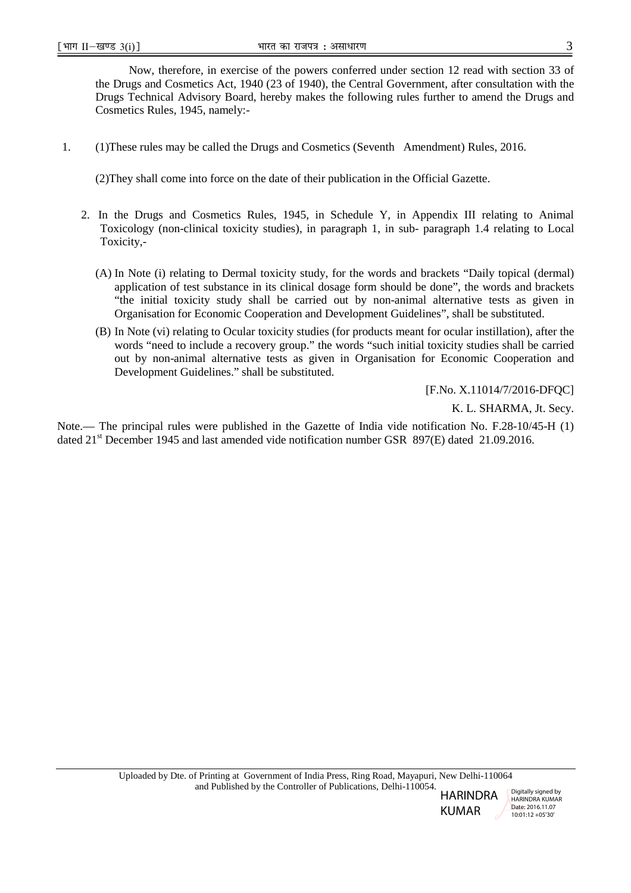Now, therefore, in exercise of the powers conferred under section 12 read with section 33 of the Drugs and Cosmetics Act, 1940 (23 of 1940), the Central Government, after consultation with the Drugs Technical Advisory Board, hereby makes the following rules further to amend the Drugs and Cosmetics Rules, 1945, namely:-

1. (1)These rules may be called the Drugs and Cosmetics (Seventh Amendment) Rules, 2016.

   (2)They shall come into force on the date of their publication in the Official Gazette.

2. In the Drugs and Cosmetics Rules, 1945, in Schedule Y, in Appendix III relating to Animal Toxicology (non-clinical toxicity studies), in paragraph 1, in sub- paragraph 1.4 relating to Local Toxicity,-

   (A) In Note (i) relating to Dermal toxicity study, for the words and brackets "Daily topical (dermal) application of test substance in its clinical dosage form should be done", the words and brackets "the initial toxicity study shall be carried out by non-animal alternative tests as given in Organisation for Economic Cooperation and Development Guidelines", shall be substituted.

   (B) In Note (vi) relating to Ocular toxicity studies (for products meant for ocular instillation), after the words "need to include a recovery group." the words "such initial toxicity studies shall be carried out by non-animal alternative tests as given in Organisation for Economic Cooperation and Development Guidelines." shall be substituted.

[F.No. X.11014/7/2016-DFQC]

K. L. SHARMA, Jt. Secy.

Note.— The principal rules were published in the Gazette of India vide notification No. F.28-10/45-H (1) dated 21st December 1945 and last amended vide notification number GSR 897(E) dated 21.09.2016.

Uploaded by Dte. of Printing at Government of India Press, Ring Road, Mayapuri, New Delhi-110064 and Published by the Controller of Publications, Delhi-110054.

HARINDRA KUMAR

Digitally signed by HARINDRA KUMAR
Date: 2016.11.07 10:01:12 +05'30'